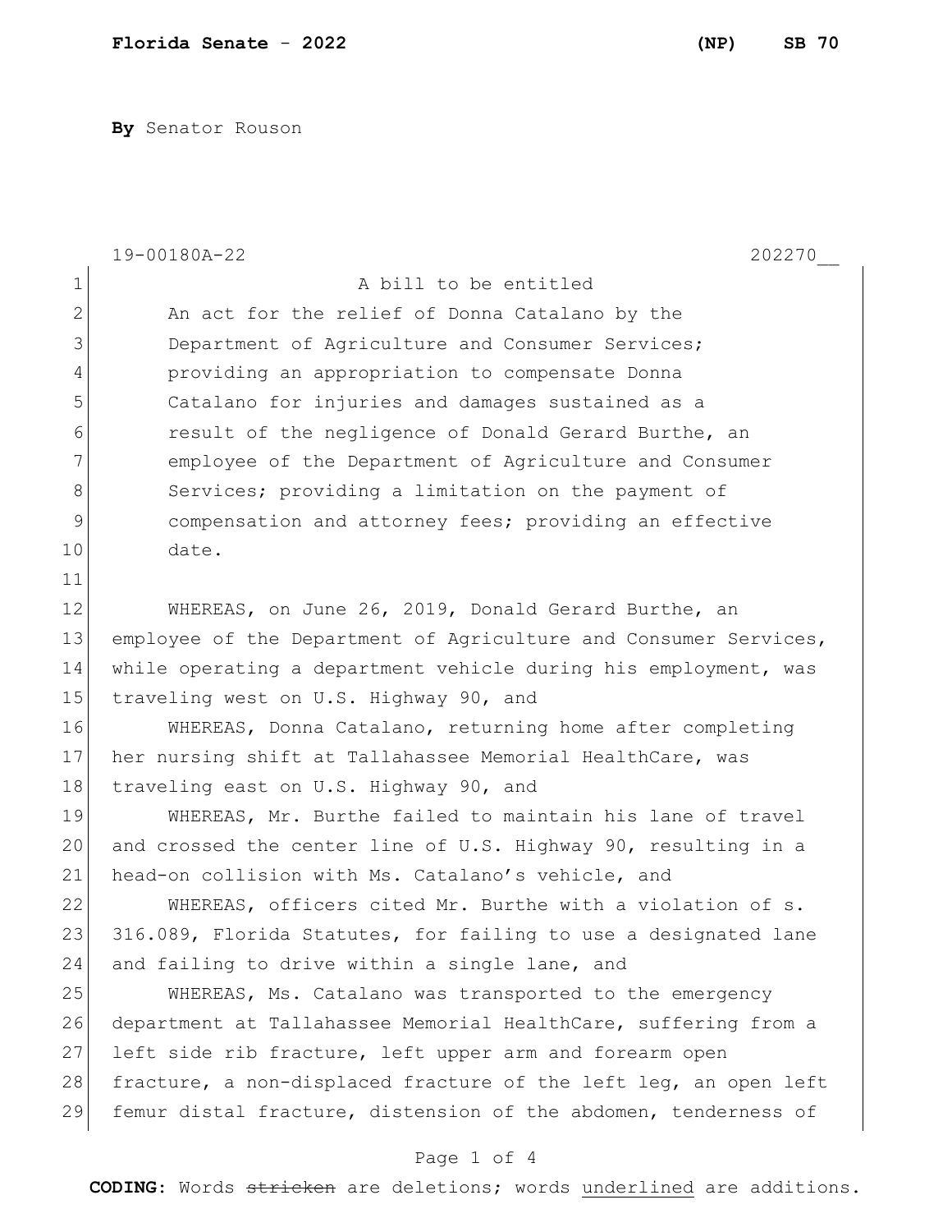**Florida Senate - 2022 (NP) SB 70**

**By** Senator Rouson

19-00180A-22 202270__

A bill to be entitled

An act for the relief of Donna Catalano by the Department of Agriculture and Consumer Services; providing an appropriation to compensate Donna Catalano for injuries and damages sustained as a result of the negligence of Donald Gerard Burthe, an employee of the Department of Agriculture and Consumer Services; providing a limitation on the payment of compensation and attorney fees; providing an effective date.

WHEREAS, on June 26, 2019, Donald Gerard Burthe, an employee of the Department of Agriculture and Consumer Services, while operating a department vehicle during his employment, was traveling west on U.S. Highway 90, and

WHEREAS, Donna Catalano, returning home after completing her nursing shift at Tallahassee Memorial HealthCare, was traveling east on U.S. Highway 90, and

WHEREAS, Mr. Burthe failed to maintain his lane of travel and crossed the center line of U.S. Highway 90, resulting in a head-on collision with Ms. Catalano's vehicle, and

WHEREAS, officers cited Mr. Burthe with a violation of s. 316.089, Florida Statutes, for failing to use a designated lane and failing to drive within a single lane, and

WHEREAS, Ms. Catalano was transported to the emergency department at Tallahassee Memorial HealthCare, suffering from a left side rib fracture, left upper arm and forearm open fracture, a non-displaced fracture of the left leg, an open left femur distal fracture, distension of the abdomen, tenderness of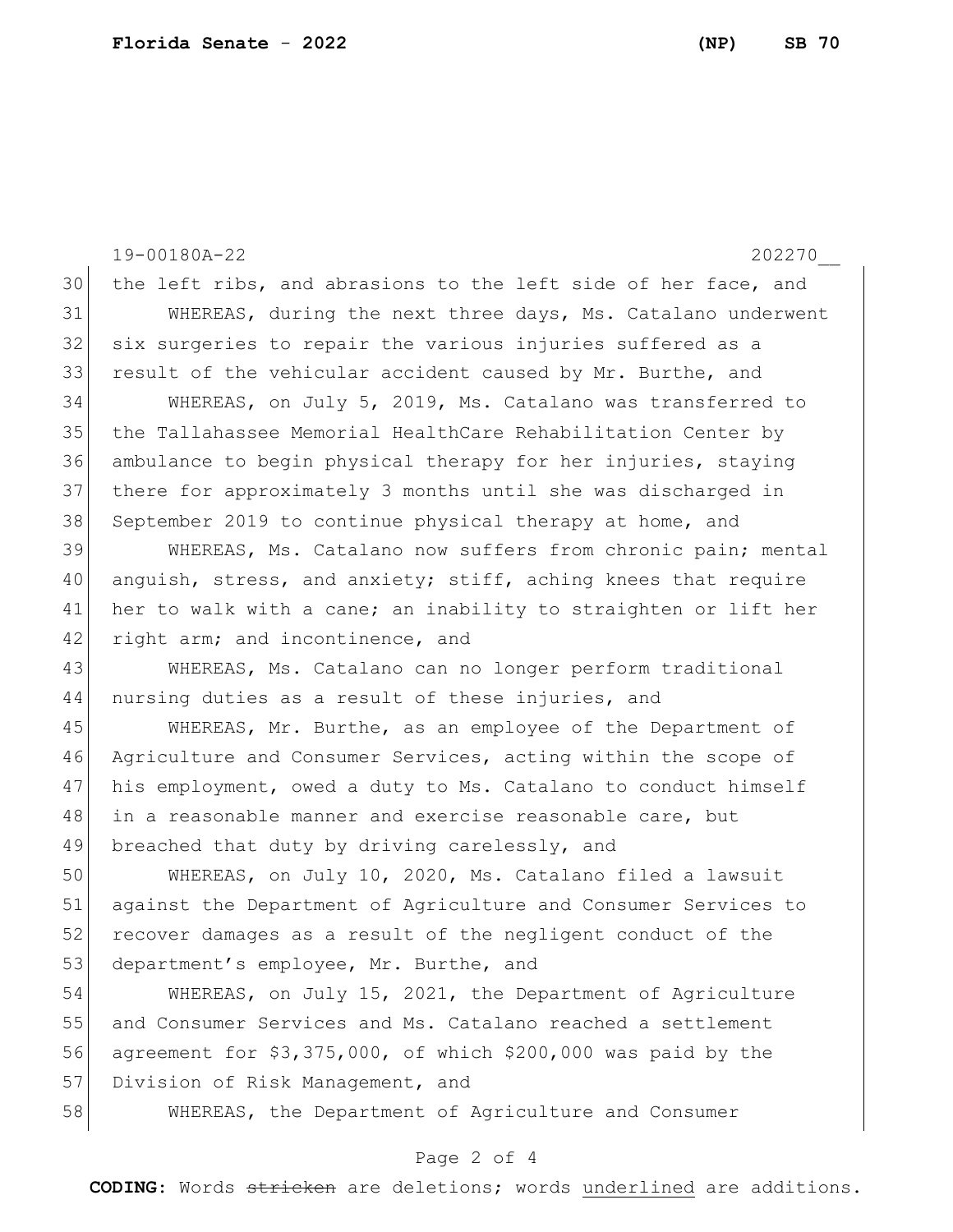the left ribs, and abrasions to the left side of her face, and

WHEREAS, during the next three days, Ms. Catalano underwent six surgeries to repair the various injuries suffered as a result of the vehicular accident caused by Mr. Burthe, and

WHEREAS, on July 5, 2019, Ms. Catalano was transferred to the Tallahassee Memorial HealthCare Rehabilitation Center by ambulance to begin physical therapy for her injuries, staying there for approximately 3 months until she was discharged in September 2019 to continue physical therapy at home, and

WHEREAS, Ms. Catalano now suffers from chronic pain; mental anguish, stress, and anxiety; stiff, aching knees that require her to walk with a cane; an inability to straighten or lift her right arm; and incontinence, and

WHEREAS, Ms. Catalano can no longer perform traditional nursing duties as a result of these injuries, and

WHEREAS, Mr. Burthe, as an employee of the Department of Agriculture and Consumer Services, acting within the scope of his employment, owed a duty to Ms. Catalano to conduct himself in a reasonable manner and exercise reasonable care, but breached that duty by driving carelessly, and

WHEREAS, on July 10, 2020, Ms. Catalano filed a lawsuit against the Department of Agriculture and Consumer Services to recover damages as a result of the negligent conduct of the department's employee, Mr. Burthe, and

WHEREAS, on July 15, 2021, the Department of Agriculture and Consumer Services and Ms. Catalano reached a settlement agreement for $3,375,000, of which $200,000 was paid by the Division of Risk Management, and

WHEREAS, the Department of Agriculture and Consumer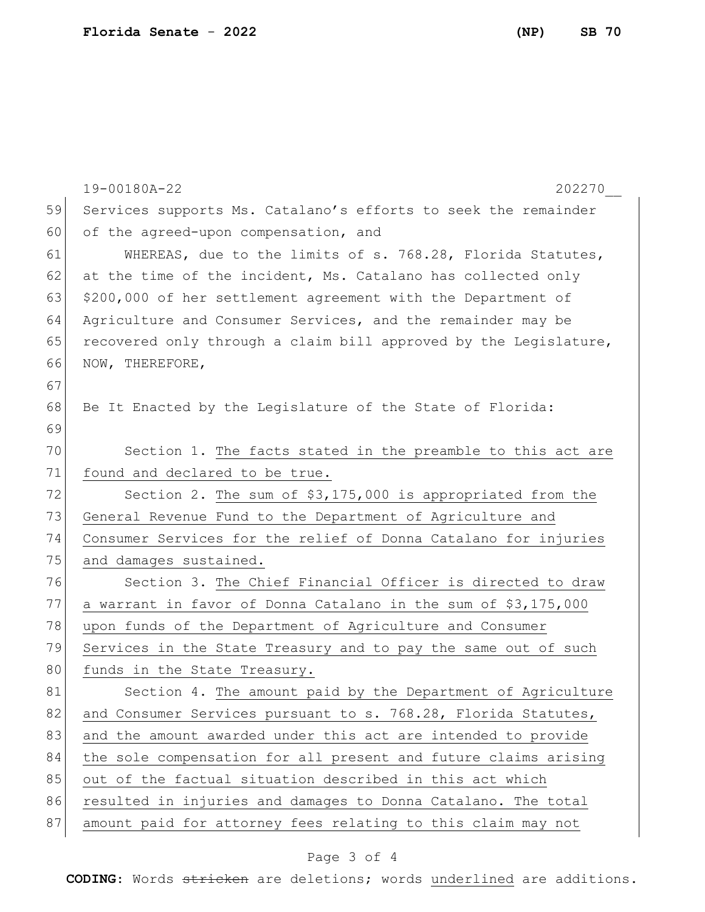Services supports Ms. Catalano's efforts to seek the remainder of the agreed-upon compensation, and

WHEREAS, due to the limits of s. 768.28, Florida Statutes, at the time of the incident, Ms. Catalano has collected only $200,000 of her settlement agreement with the Department of Agriculture and Consumer Services, and the remainder may be recovered only through a claim bill approved by the Legislature, NOW, THEREFORE,

Be It Enacted by the Legislature of the State of Florida:

Section 1. The facts stated in the preamble to this act are found and declared to be true.

Section 2. The sum of $3,175,000 is appropriated from the General Revenue Fund to the Department of Agriculture and Consumer Services for the relief of Donna Catalano for injuries and damages sustained.

Section 3. The Chief Financial Officer is directed to draw a warrant in favor of Donna Catalano in the sum of $3,175,000 upon funds of the Department of Agriculture and Consumer Services in the State Treasury and to pay the same out of such funds in the State Treasury.

Section 4. The amount paid by the Department of Agriculture and Consumer Services pursuant to s. 768.28, Florida Statutes, and the amount awarded under this act are intended to provide the sole compensation for all present and future claims arising out of the factual situation described in this act which resulted in injuries and damages to Donna Catalano. The total amount paid for attorney fees relating to this claim may not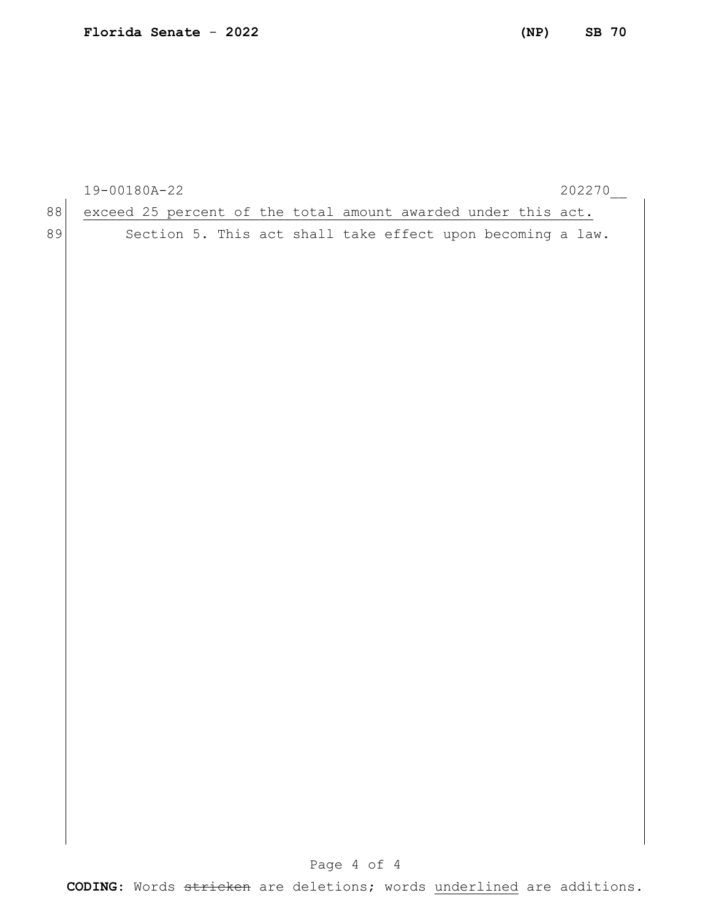19-00180A-22 202270__

88 exceed 25 percent of the total amount awarded under this act.

89 Section 5. This act shall take effect upon becoming a law.

**CODING:** Words ~~stricken~~ are deletions; words underlined are additions.